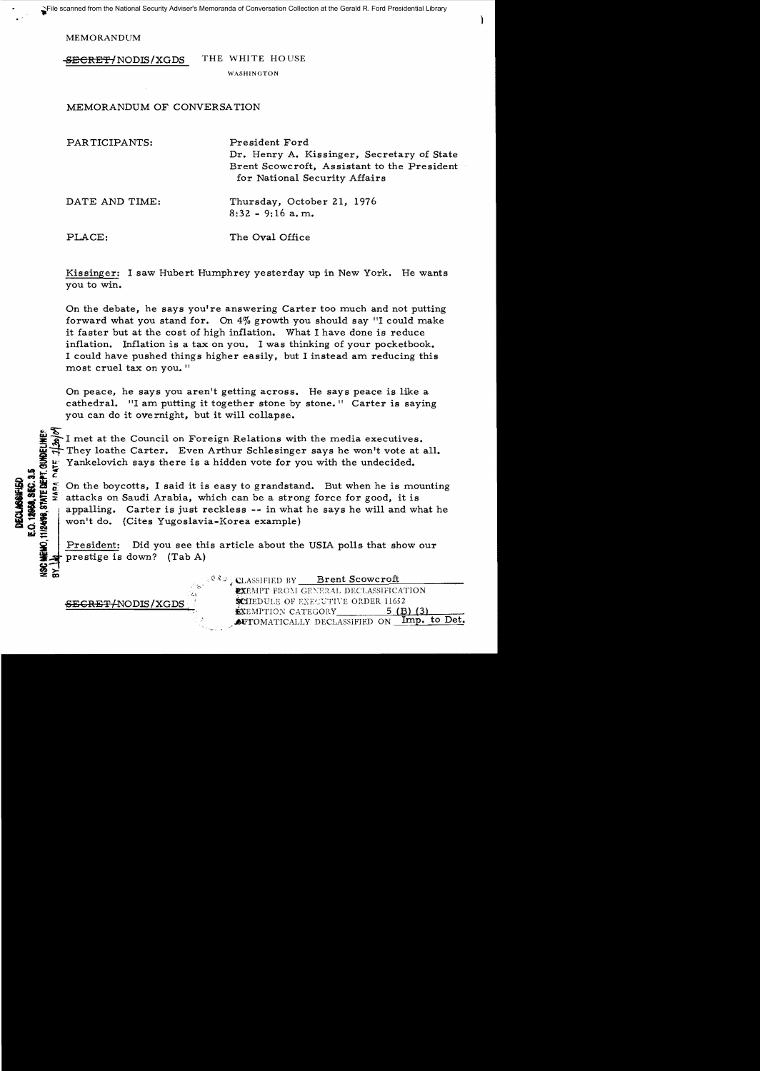MEMORANDUM

~~SECRET~~/NODIS/XGDS THE WHITE HOUSE

WASHINGTON

MEMORANDUM OF CONVERSATION

PARTICIPANTS: President Ford
Dr. Henry A. Kissinger, Secretary of State
Brent Scowcroft, Assistant to the President for National Security Affairs

DATE AND TIME: Thursday, October 21, 1976
8:32 - 9:16 a.m.

PLACE: The Oval Office

Kissinger: I saw Hubert Humphrey yesterday up in New York. He wants you to win.

On the debate, he says you're answering Carter too much and not putting forward what you stand for. On 4% growth you should say "I could make it faster but at the cost of high inflation. What I have done is reduce inflation. Inflation is a tax on you. I was thinking of your pocketbook. I could have pushed things higher easily, but I instead am reducing this most cruel tax on you."

On peace, he says you aren't getting across. He says peace is like a cathedral. "I am putting it together stone by stone." Carter is saying you can do it overnight, but it will collapse.

I met at the Council on Foreign Relations with the media executives. They loathe Carter. Even Arthur Schlesinger says he won't vote at all. Yankelovich says there is a hidden vote for you with the undecided.

On the boycotts, I said it is easy to grandstand. But when he is mounting attacks on Saudi Arabia, which can be a strong force for good, it is appalling. Carter is just reckless -- in what he says he will and what he won't do. (Cites Yugoslavia-Korea example)

President: Did you see this article about the USIA polls that show our prestige is down? (Tab A)

DECLASSIFIED
E.O. 12958, SEC. 3.5
NSC MEMO, 11/24/98, STATE DEPT. GUIDELINES
BY [illegible] NARA DATE 2/30/09

~~SECRET~~/NODIS/XGDS

CLASSIFIED BY Brent Scowcroft
EXEMPT FROM GENERAL DECLASSIFICATION
SCHEDULE OF EXECUTIVE ORDER 11652
EXEMPTION CATEGORY 5 (B) (3)
AUTOMATICALLY DECLASSIFIED ON Imp. to Det.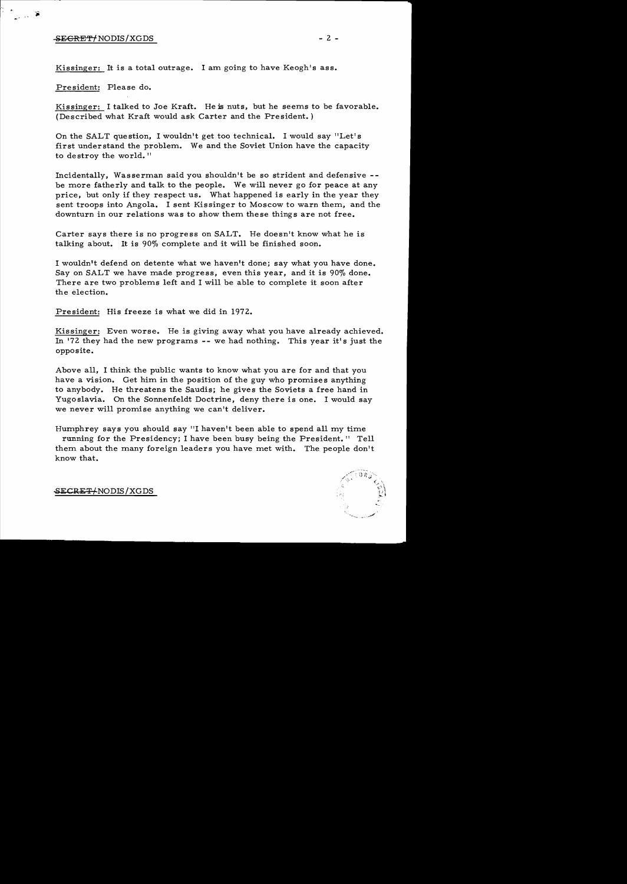Kissinger: It is a total outrage. I am going to have Keogh's ass.

President: Please do.

Kissinger: I talked to Joe Kraft. He is nuts, but he seems to be favorable. (Described what Kraft would ask Carter and the President.)

On the SALT question, I wouldn't get too technical. I would say "Let's first understand the problem. We and the Soviet Union have the capacity to destroy the world."

Incidentally, Wasserman said you shouldn't be so strident and defensive -- be more fatherly and talk to the people. We will never go for peace at any price, but only if they respect us. What happened is early in the year they sent troops into Angola. I sent Kissinger to Moscow to warn them, and the downturn in our relations was to show them these things are not free.

Carter says there is no progress on SALT. He doesn't know what he is talking about. It is 90% complete and it will be finished soon.

I wouldn't defend on detente what we haven't done; say what you have done. Say on SALT we have made progress, even this year, and it is 90% done. There are two problems left and I will be able to complete it soon after the election.

President: His freeze is what we did in 1972.

Kissinger: Even worse. He is giving away what you have already achieved. In '72 they had the new programs -- we had nothing. This year it's just the opposite.

Above all, I think the public wants to know what you are for and that you have a vision. Get him in the position of the guy who promises anything to anybody. He threatens the Saudis; he gives the Soviets a free hand in Yugoslavia. On the Sonnenfeldt Doctrine, deny there is one. I would say we never will promise anything we can't deliver.

Humphrey says you should say "I haven't been able to spend all my time running for the Presidency; I have been busy being the President." Tell them about the many foreign leaders you have met with. The people don't know that.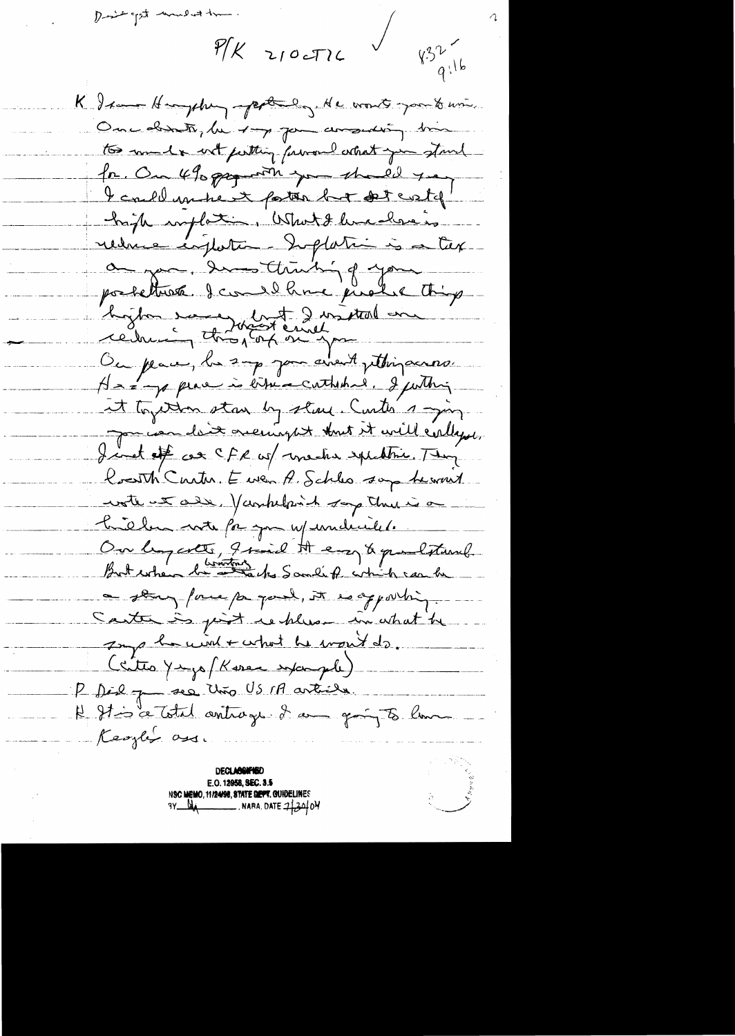Don't get involved there.

P/K 21Oct76 ✓ 832 9:16

K Saw Humphrey yesterday. He wants you to win. One doubt, he says you answering him too much & not putting forward what you stand for. On 4% program you should say I could make it faster but at cost of high inflation. What I want to do is reduce inflation. Inflation is a tax on you. I was thinking of your pocketbook. I could have pushed things higher, say, but I insisted on reducing this, the most cruel tax on you.

On peace, he says you aren't getting across. He says peace is like a cathedral. I putting it together stone by stone. Carter is saying you can't oversight but it will collapse. I met at CFR w/ media spectators. They loath Carter. Even A. Schles says he won't vote at all. Vanderbilt says there is a hidden vote for you w/ undecided.

On boycotts, I said it easy to understand. But when he wants to attacks Saudi A which can be a strong force for good, it is appalling. Carter is just reckless in what he says he will & what he won't do.

(Cites Yugo/Korea example)

P Did you see this US/A article.

K It's a total outrage. I am going to have Keegan's ass.

DECLASSIFIED
E.O. 12958, SEC. 3.5
NSC MEMO, 11/24/98, STATE DEPT. GUIDELINES
BY [illegible] NARA, DATE 7/30/04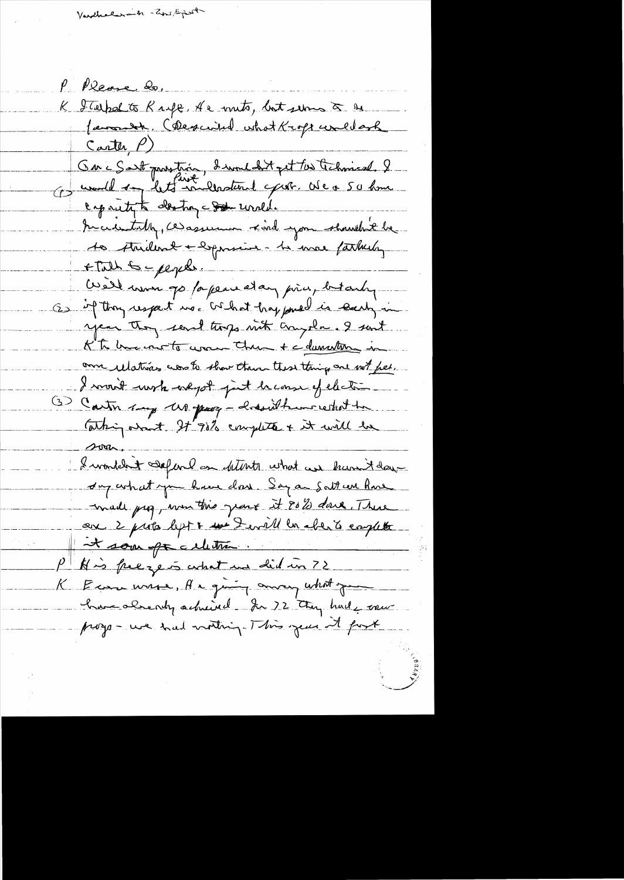Vandenberg - Zero Report

P Please do.

K Talked to Kraft. He wants, but seems to be [illegible]. (Described what Kraft would ask Carter, P)

On a Salt question, I would not get too technical. I would say: (1) let's first understand each other. We & SU have capacity to destroy the world.

Incidentally, we assume & and you shouldn't be so strident & expressive - be more fatherly & talk to people.

(2) We'll never go for peace at any price, but only if they respect us. What happened is early in year they sent troops into Angola. I sent K to Moscow to warn them & demonstrate in our relations we're to show them these things are not [illegible].

I won't work against just because of election.

(3) Carter says US [illegible] - doesn't know what he talking about. It 90% complete & it will be soon.

I wouldn't defend on details what we haven't done - say what you have done. Say on Salt we have made prog, more this year & it 80% done. There are 2 points left & we I will be able to complete it soon after election.

P His freeze is what we did in 72.

K Even worse, He giving away what you have already achieved. In 72 they had new progs - we had nothing. This year it first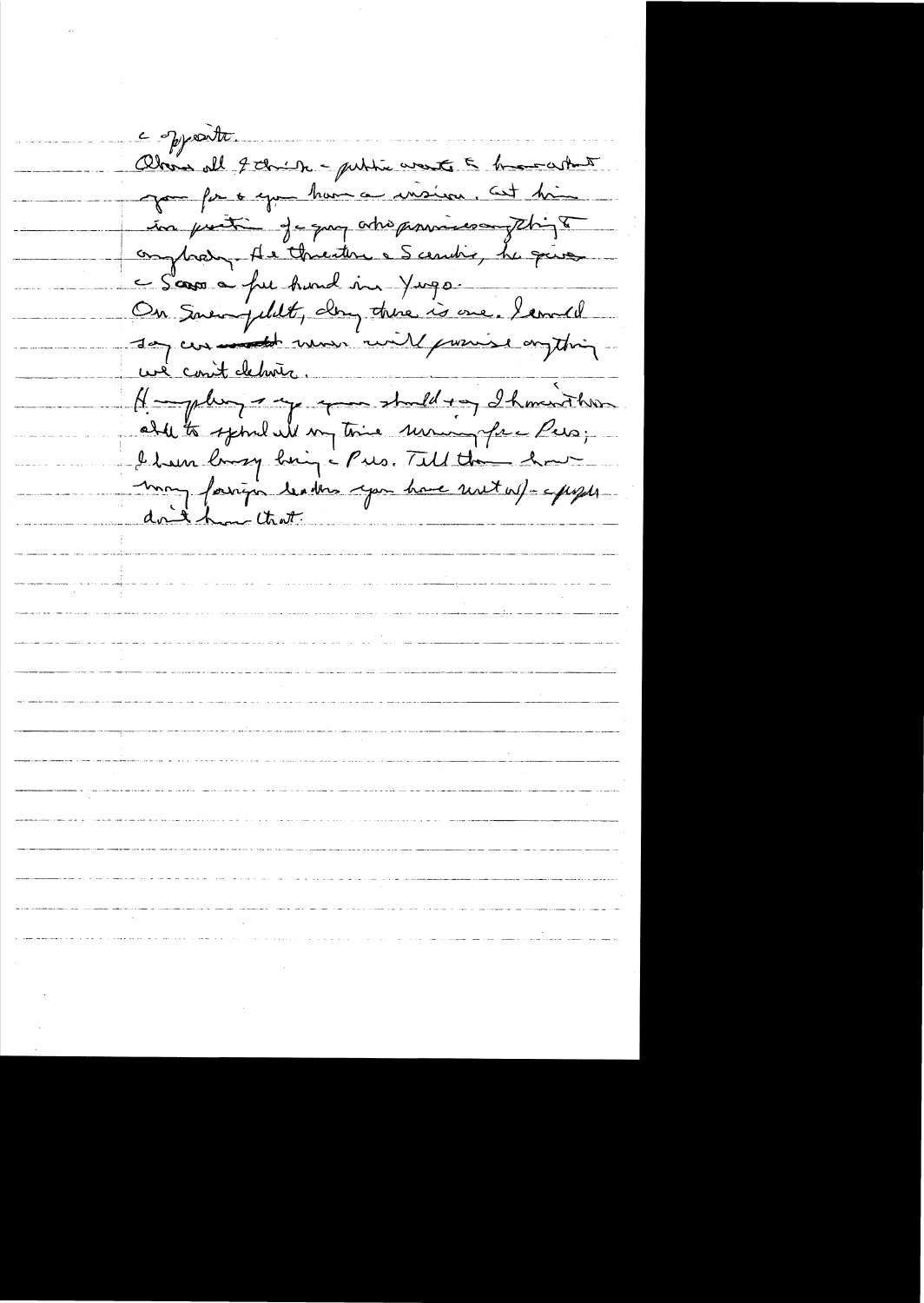c opposite.

Above all I think - public wants to know what you for & you have a vision. Cut him in position of a guy who promises anything to anybody. He threatens Scandinavia, he gives Soviets a free hand in Yugo.

On Sonnenfeldt, doing there is one. I would say we never will promise anything we can't deliver.

Humphrey says you should say I haven't been able to spend all my time running for Pres; I have been busy being Pres. Tell them how many foreign leaders you have met w/ - people don't know that.